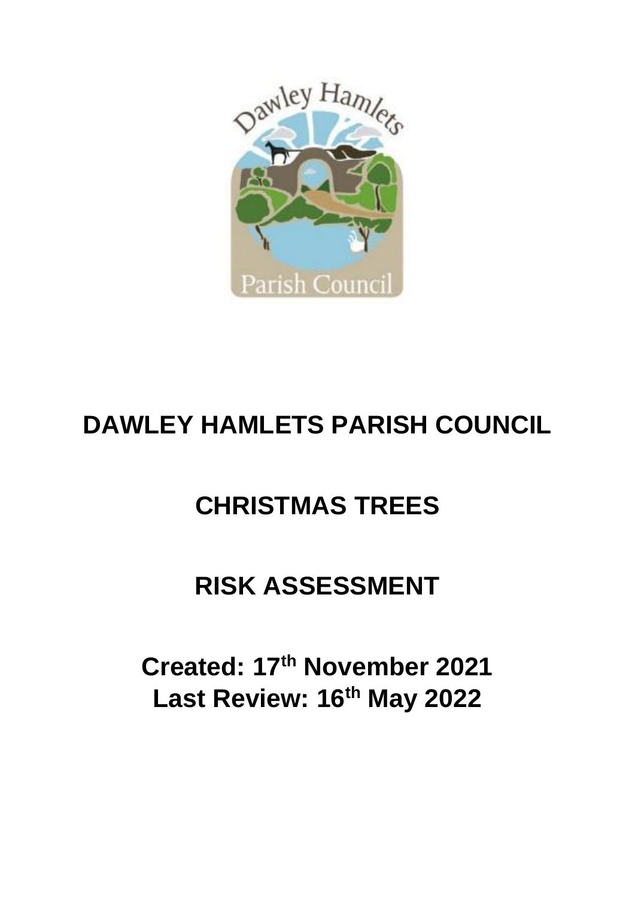# DAWLEY HAMLETS PARISH COUNCIL

# CHRISTMAS TREES

# RISK ASSESSMENT

**Created: 17th November 2021**
**Last Review: 16th May 2022**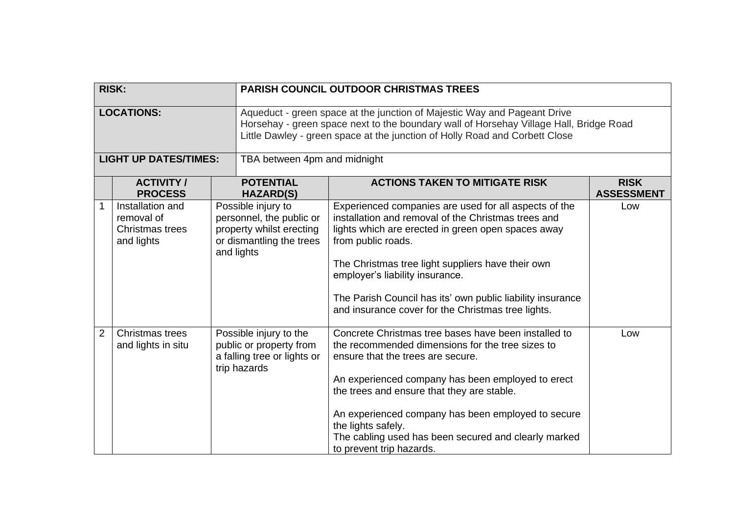| RISK: | | PARISH COUNCIL OUTDOOR CHRISTMAS TREES | | |
|---|---|---|---|---|
| LOCATIONS: | | Aqueduct - green space at the junction of Majestic Way and Pageant Drive<br>Horsehay - green space next to the boundary wall of Horsehay Village Hall, Bridge Road<br>Little Dawley - green space at the junction of Holly Road and Corbett Close | | |
| LIGHT UP DATES/TIMES: | | TBA between 4pm and midnight | | |

| | ACTIVITY / PROCESS | POTENTIAL HAZARD(S) | ACTIONS TAKEN TO MITIGATE RISK | RISK ASSESSMENT |
|---|---|---|---|---|
| 1 | Installation and removal of Christmas trees and lights | Possible injury to personnel, the public or property whilst erecting or dismantling the trees and lights | Experienced companies are used for all aspects of the installation and removal of the Christmas trees and lights which are erected in green open spaces away from public roads.<br><br>The Christmas tree light suppliers have their own employer's liability insurance.<br><br>The Parish Council has its' own public liability insurance and insurance cover for the Christmas tree lights. | Low |
| 2 | Christmas trees and lights in situ | Possible injury to the public or property from a falling tree or lights or trip hazards | Concrete Christmas tree bases have been installed to the recommended dimensions for the tree sizes to ensure that the trees are secure.<br><br>An experienced company has been employed to erect the trees and ensure that they are stable.<br><br>An experienced company has been employed to secure the lights safely.<br>The cabling used has been secured and clearly marked to prevent trip hazards. | Low |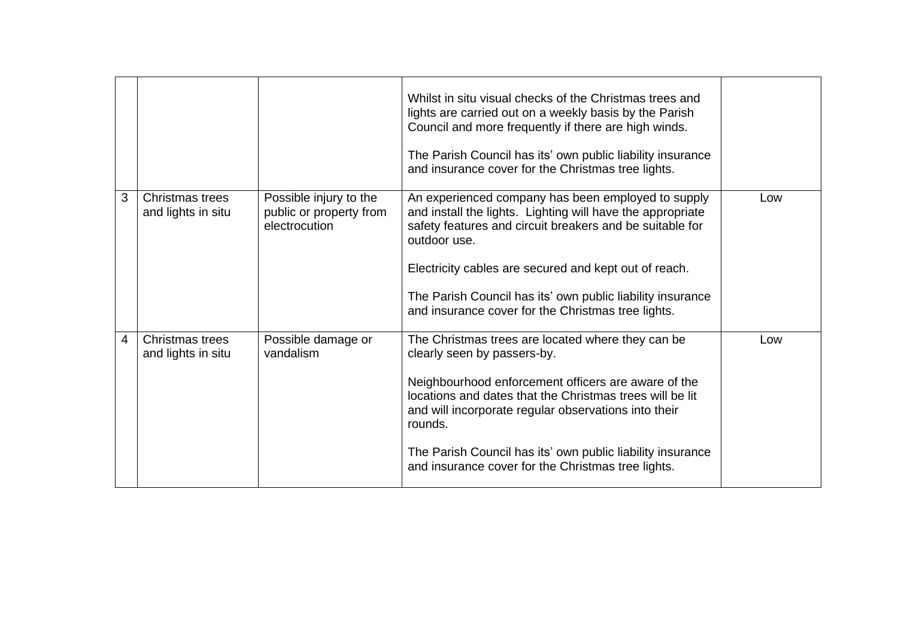| | | | | |
|---|---|---|---|---|
| | | | Whilst in situ visual checks of the Christmas trees and lights are carried out on a weekly basis by the Parish Council and more frequently if there are high winds.<br><br>The Parish Council has its' own public liability insurance and insurance cover for the Christmas tree lights. | |
| 3 | Christmas trees and lights in situ | Possible injury to the public or property from electrocution | An experienced company has been employed to supply and install the lights. Lighting will have the appropriate safety features and circuit breakers and be suitable for outdoor use.<br><br>Electricity cables are secured and kept out of reach.<br><br>The Parish Council has its' own public liability insurance and insurance cover for the Christmas tree lights. | Low |
| 4 | Christmas trees and lights in situ | Possible damage or vandalism | The Christmas trees are located where they can be clearly seen by passers-by.<br><br>Neighbourhood enforcement officers are aware of the locations and dates that the Christmas trees will be lit and will incorporate regular observations into their rounds.<br><br>The Parish Council has its' own public liability insurance and insurance cover for the Christmas tree lights. | Low |